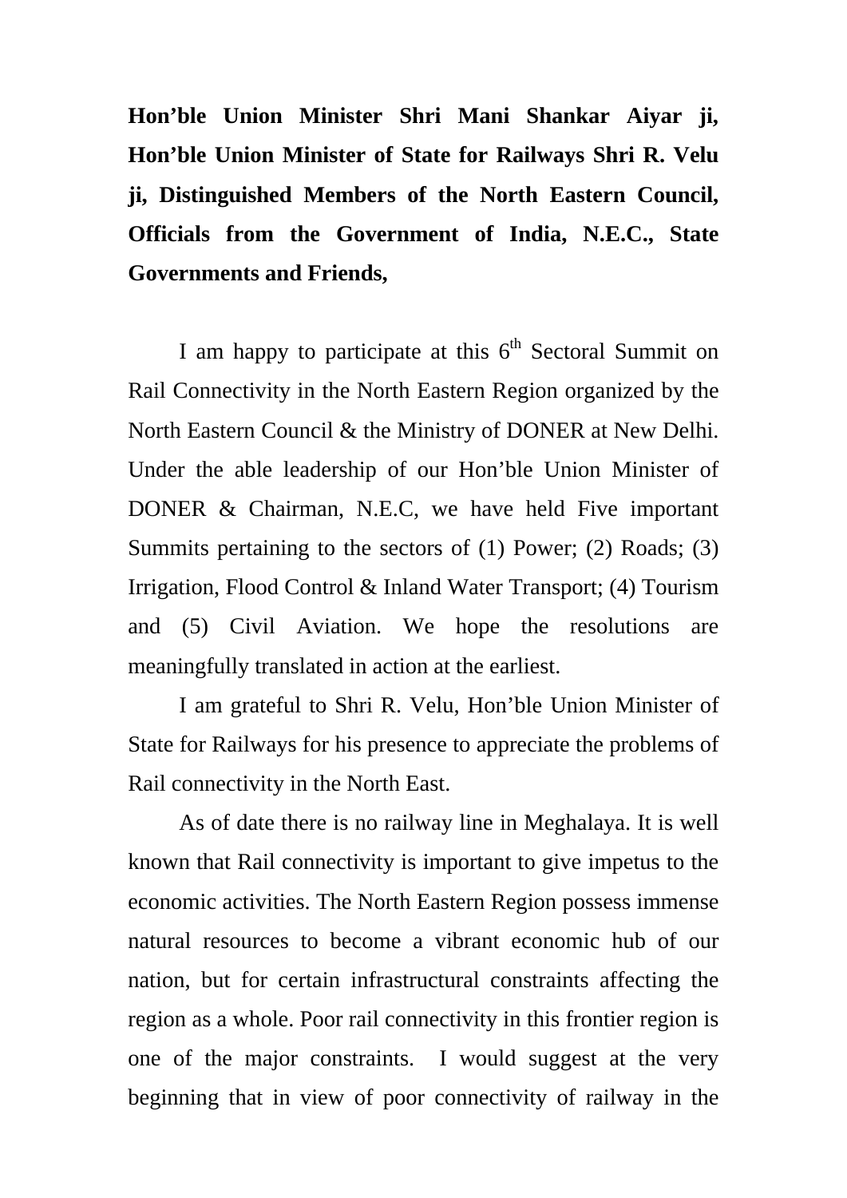**Hon'ble Union Minister Shri Mani Shankar Aiyar ji, Hon'ble Union Minister of State for Railways Shri R. Velu ji, Distinguished Members of the North Eastern Council, Officials from the Government of India, N.E.C., State Governments and Friends,**

I am happy to participate at this 6th Sectoral Summit on Rail Connectivity in the North Eastern Region organized by the North Eastern Council & the Ministry of DONER at New Delhi. Under the able leadership of our Hon'ble Union Minister of DONER & Chairman, N.E.C, we have held Five important Summits pertaining to the sectors of (1) Power; (2) Roads; (3) Irrigation, Flood Control & Inland Water Transport; (4) Tourism and (5) Civil Aviation. We hope the resolutions are meaningfully translated in action at the earliest.

I am grateful to Shri R. Velu, Hon'ble Union Minister of State for Railways for his presence to appreciate the problems of Rail connectivity in the North East.

As of date there is no railway line in Meghalaya. It is well known that Rail connectivity is important to give impetus to the economic activities. The North Eastern Region possess immense natural resources to become a vibrant economic hub of our nation, but for certain infrastructural constraints affecting the region as a whole. Poor rail connectivity in this frontier region is one of the major constraints. I would suggest at the very beginning that in view of poor connectivity of railway in the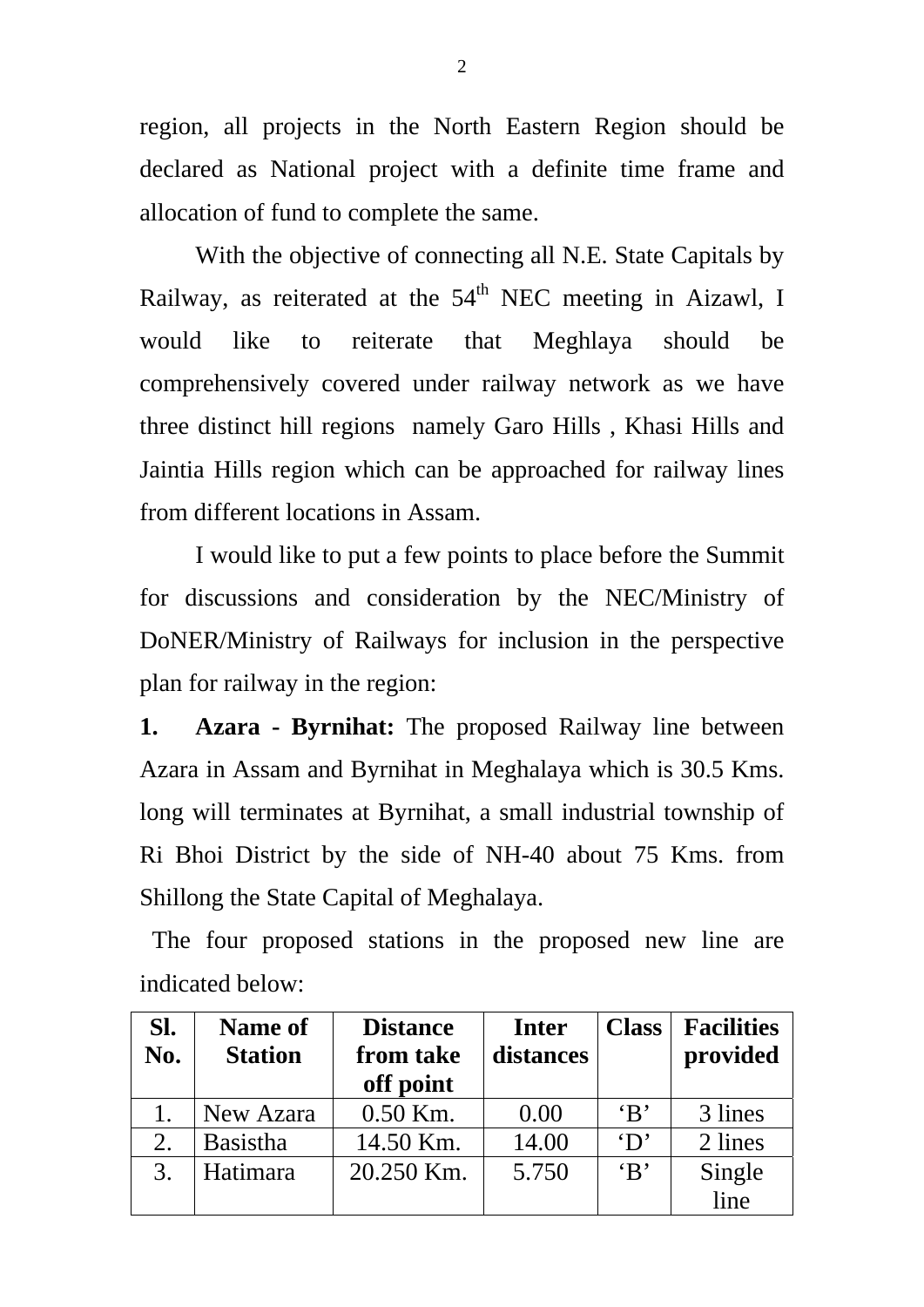region, all projects in the North Eastern Region should be declared as National project with a definite time frame and allocation of fund to complete the same.

With the objective of connecting all N.E. State Capitals by Railway, as reiterated at the 54th NEC meeting in Aizawl, I would like to reiterate that Meghlaya should be comprehensively covered under railway network as we have three distinct hill regions namely Garo Hills , Khasi Hills and Jaintia Hills region which can be approached for railway lines from different locations in Assam.

I would like to put a few points to place before the Summit for discussions and consideration by the NEC/Ministry of DoNER/Ministry of Railways for inclusion in the perspective plan for railway in the region:

**1. Azara - Byrnihat:** The proposed Railway line between Azara in Assam and Byrnihat in Meghalaya which is 30.5 Kms. long will terminates at Byrnihat, a small industrial township of Ri Bhoi District by the side of NH-40 about 75 Kms. from Shillong the State Capital of Meghalaya.

The four proposed stations in the proposed new line are indicated below:

| Sl. No. | Name of Station | Distance from take off point | Inter distances | Class | Facilities provided |
|---|---|---|---|---|---|
| 1. | New Azara | 0.50 Km. | 0.00 | 'B' | 3 lines |
| 2. | Basistha | 14.50 Km. | 14.00 | 'D' | 2 lines |
| 3. | Hatimara | 20.250 Km. | 5.750 | 'B' | Single line |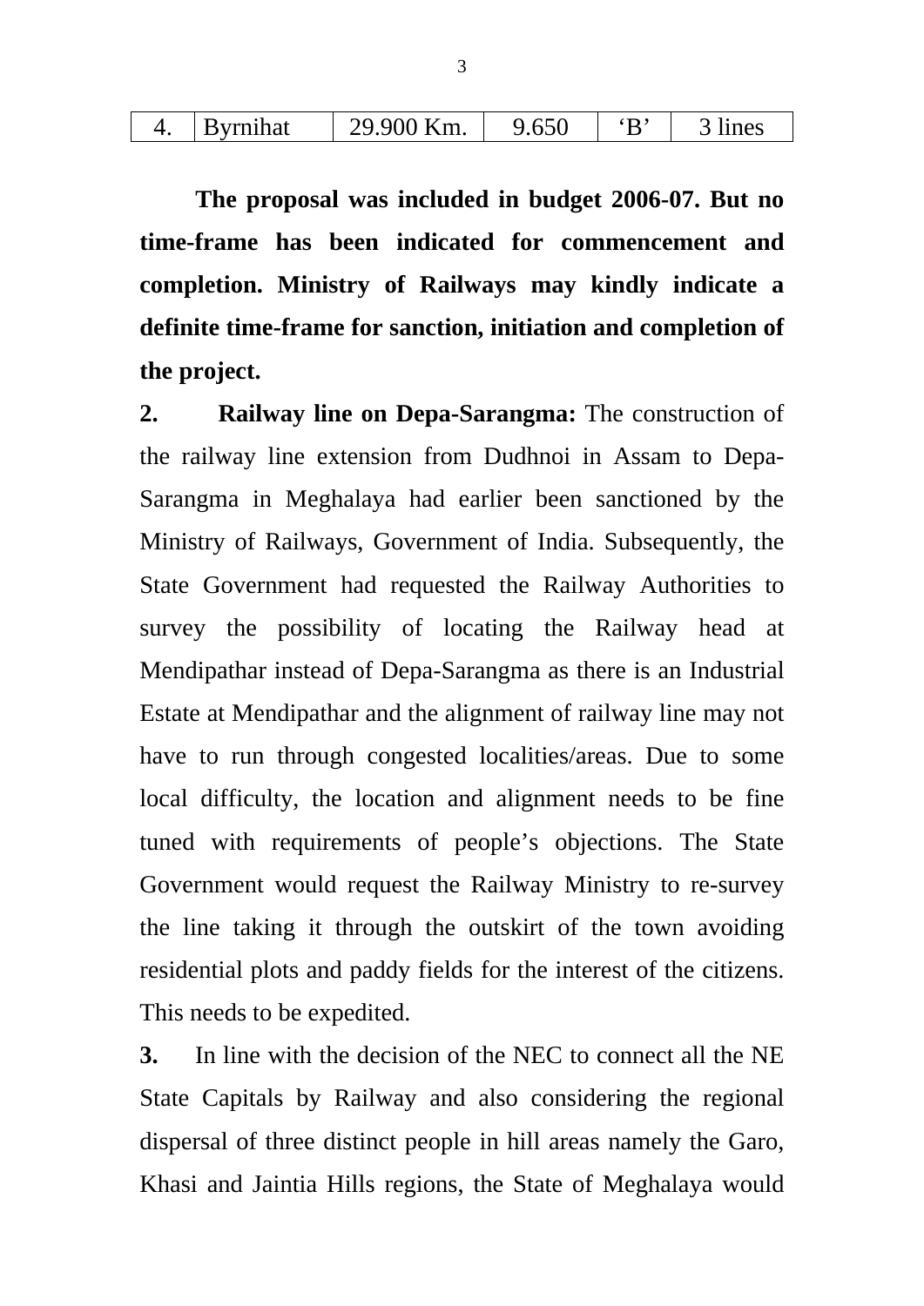| 4. | Byrnihat | 29.900 Km. | 9.650 | 'B' | 3 lines |
|---|---|---|---|---|---|

**The proposal was included in budget 2006-07. But no time-frame has been indicated for commencement and completion. Ministry of Railways may kindly indicate a definite time-frame for sanction, initiation and completion of the project.**

**2. Railway line on Depa-Sarangma:** The construction of the railway line extension from Dudhnoi in Assam to Depa-Sarangma in Meghalaya had earlier been sanctioned by the Ministry of Railways, Government of India. Subsequently, the State Government had requested the Railway Authorities to survey the possibility of locating the Railway head at Mendipathar instead of Depa-Sarangma as there is an Industrial Estate at Mendipathar and the alignment of railway line may not have to run through congested localities/areas. Due to some local difficulty, the location and alignment needs to be fine tuned with requirements of people's objections. The State Government would request the Railway Ministry to re-survey the line taking it through the outskirt of the town avoiding residential plots and paddy fields for the interest of the citizens. This needs to be expedited.

**3.** In line with the decision of the NEC to connect all the NE State Capitals by Railway and also considering the regional dispersal of three distinct people in hill areas namely the Garo, Khasi and Jaintia Hills regions, the State of Meghalaya would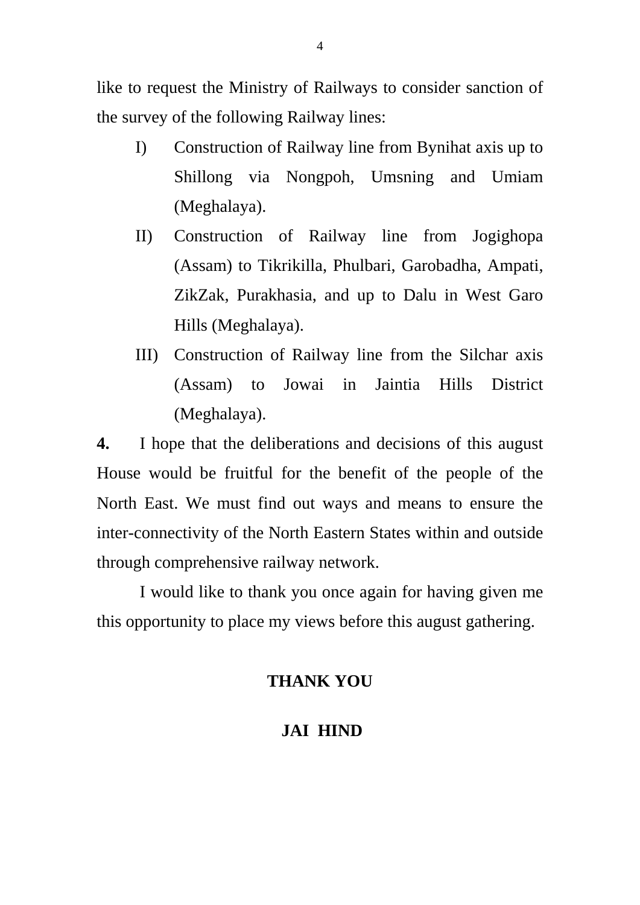like to request the Ministry of Railways to consider sanction of the survey of the following Railway lines:

I) Construction of Railway line from Bynihat axis up to Shillong via Nongpoh, Umsning and Umiam (Meghalaya).

II) Construction of Railway line from Jogighopa (Assam) to Tikrikilla, Phulbari, Garobadha, Ampati, ZikZak, Purakhasia, and up to Dalu in West Garo Hills (Meghalaya).

III) Construction of Railway line from the Silchar axis (Assam) to Jowai in Jaintia Hills District (Meghalaya).

**4.** I hope that the deliberations and decisions of this august House would be fruitful for the benefit of the people of the North East. We must find out ways and means to ensure the inter-connectivity of the North Eastern States within and outside through comprehensive railway network.

I would like to thank you once again for having given me this opportunity to place my views before this august gathering.

**THANK YOU**

**JAI HIND**